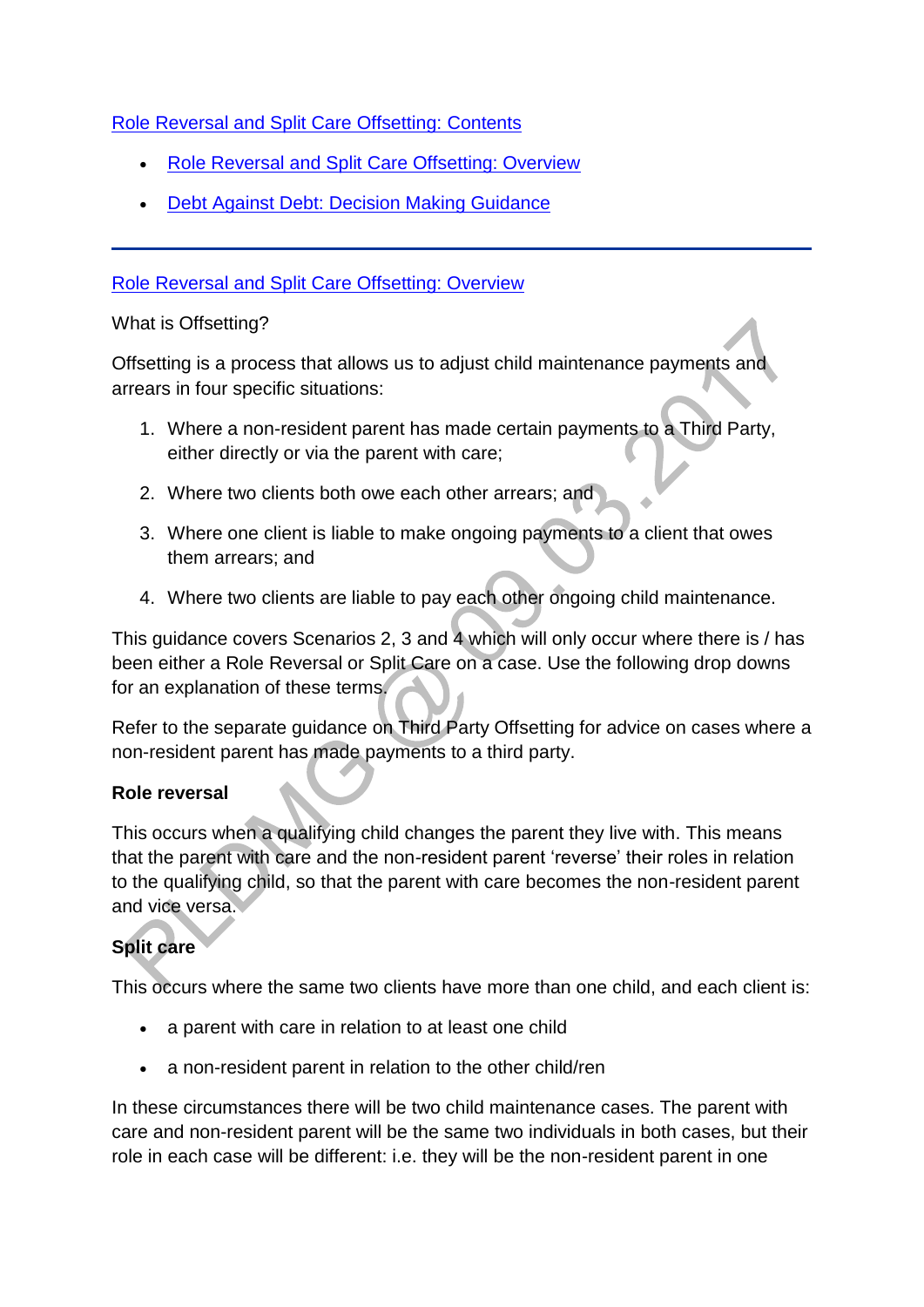[Role Reversal and Split Care Offsetting: Contents]

- [Role Reversal and Split Care Offsetting: Overview]
- [Debt Against Debt: Decision Making Guidance]

---

[Role Reversal and Split Care Offsetting: Overview]

What is Offsetting?

Offsetting is a process that allows us to adjust child maintenance payments and arrears in four specific situations:

1. Where a non-resident parent has made certain payments to a Third Party, either directly or via the parent with care;
2. Where two clients both owe each other arrears; and
3. Where one client is liable to make ongoing payments to a client that owes them arrears; and
4. Where two clients are liable to pay each other ongoing child maintenance.

This guidance covers Scenarios 2, 3 and 4 which will only occur where there is / has been either a Role Reversal or Split Care on a case. Use the following drop downs for an explanation of these terms.

Refer to the separate guidance on Third Party Offsetting for advice on cases where a non-resident parent has made payments to a third party.

**Role reversal**

This occurs when a qualifying child changes the parent they live with. This means that the parent with care and the non-resident parent 'reverse' their roles in relation to the qualifying child, so that the parent with care becomes the non-resident parent and vice versa.

**Split care**

This occurs where the same two clients have more than one child, and each client is:

- a parent with care in relation to at least one child
- a non-resident parent in relation to the other child/ren

In these circumstances there will be two child maintenance cases. The parent with care and non-resident parent will be the same two individuals in both cases, but their role in each case will be different: i.e. they will be the non-resident parent in one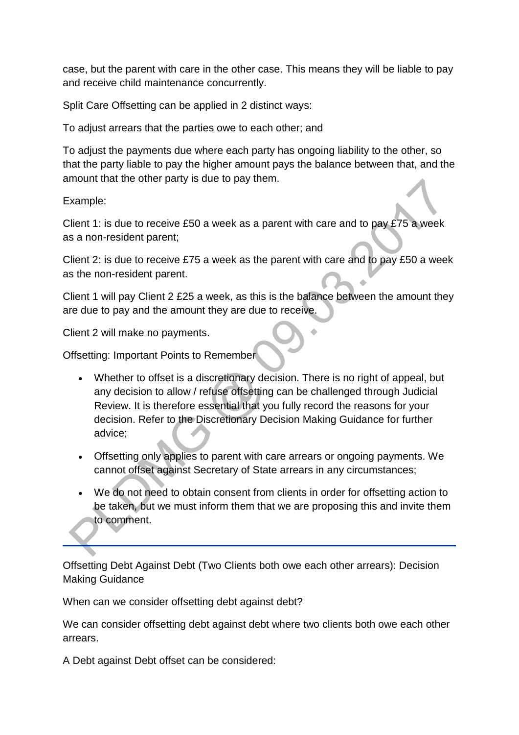case, but the parent with care in the other case. This means they will be liable to pay and receive child maintenance concurrently.

Split Care Offsetting can be applied in 2 distinct ways:

To adjust arrears that the parties owe to each other; and

To adjust the payments due where each party has ongoing liability to the other, so that the party liable to pay the higher amount pays the balance between that, and the amount that the other party is due to pay them.

Example:

Client 1: is due to receive £50 a week as a parent with care and to pay £75 a week as a non-resident parent;

Client 2: is due to receive £75 a week as the parent with care and to pay £50 a week as the non-resident parent.

Client 1 will pay Client 2 £25 a week, as this is the balance between the amount they are due to pay and the amount they are due to receive.

Client 2 will make no payments.

Offsetting: Important Points to Remember

- Whether to offset is a discretionary decision. There is no right of appeal, but any decision to allow / refuse offsetting can be challenged through Judicial Review. It is therefore essential that you fully record the reasons for your decision. Refer to the Discretionary Decision Making Guidance for further advice;
- Offsetting only applies to parent with care arrears or ongoing payments. We cannot offset against Secretary of State arrears in any circumstances;
- We do not need to obtain consent from clients in order for offsetting action to be taken, but we must inform them that we are proposing this and invite them to comment.

---

Offsetting Debt Against Debt (Two Clients both owe each other arrears): Decision Making Guidance

When can we consider offsetting debt against debt?

We can consider offsetting debt against debt where two clients both owe each other arrears.

A Debt against Debt offset can be considered: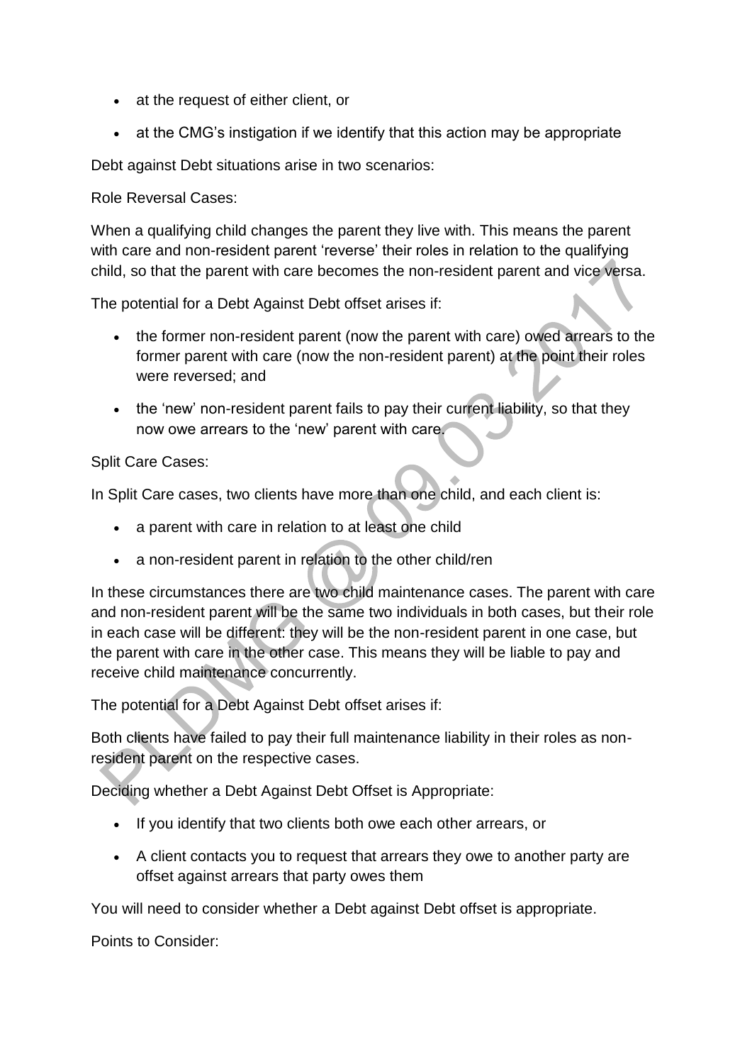- at the request of either client, or
- at the CMG's instigation if we identify that this action may be appropriate

Debt against Debt situations arise in two scenarios:

Role Reversal Cases:

When a qualifying child changes the parent they live with. This means the parent with care and non-resident parent 'reverse' their roles in relation to the qualifying child, so that the parent with care becomes the non-resident parent and vice versa.

The potential for a Debt Against Debt offset arises if:

- the former non-resident parent (now the parent with care) owed arrears to the former parent with care (now the non-resident parent) at the point their roles were reversed; and
- the 'new' non-resident parent fails to pay their current liability, so that they now owe arrears to the 'new' parent with care.

Split Care Cases:

In Split Care cases, two clients have more than one child, and each client is:

- a parent with care in relation to at least one child
- a non-resident parent in relation to the other child/ren

In these circumstances there are two child maintenance cases. The parent with care and non-resident parent will be the same two individuals in both cases, but their role in each case will be different: they will be the non-resident parent in one case, but the parent with care in the other case. This means they will be liable to pay and receive child maintenance concurrently.

The potential for a Debt Against Debt offset arises if:

Both clients have failed to pay their full maintenance liability in their roles as non-resident parent on the respective cases.

Deciding whether a Debt Against Debt Offset is Appropriate:

- If you identify that two clients both owe each other arrears, or
- A client contacts you to request that arrears they owe to another party are offset against arrears that party owes them

You will need to consider whether a Debt against Debt offset is appropriate.

Points to Consider: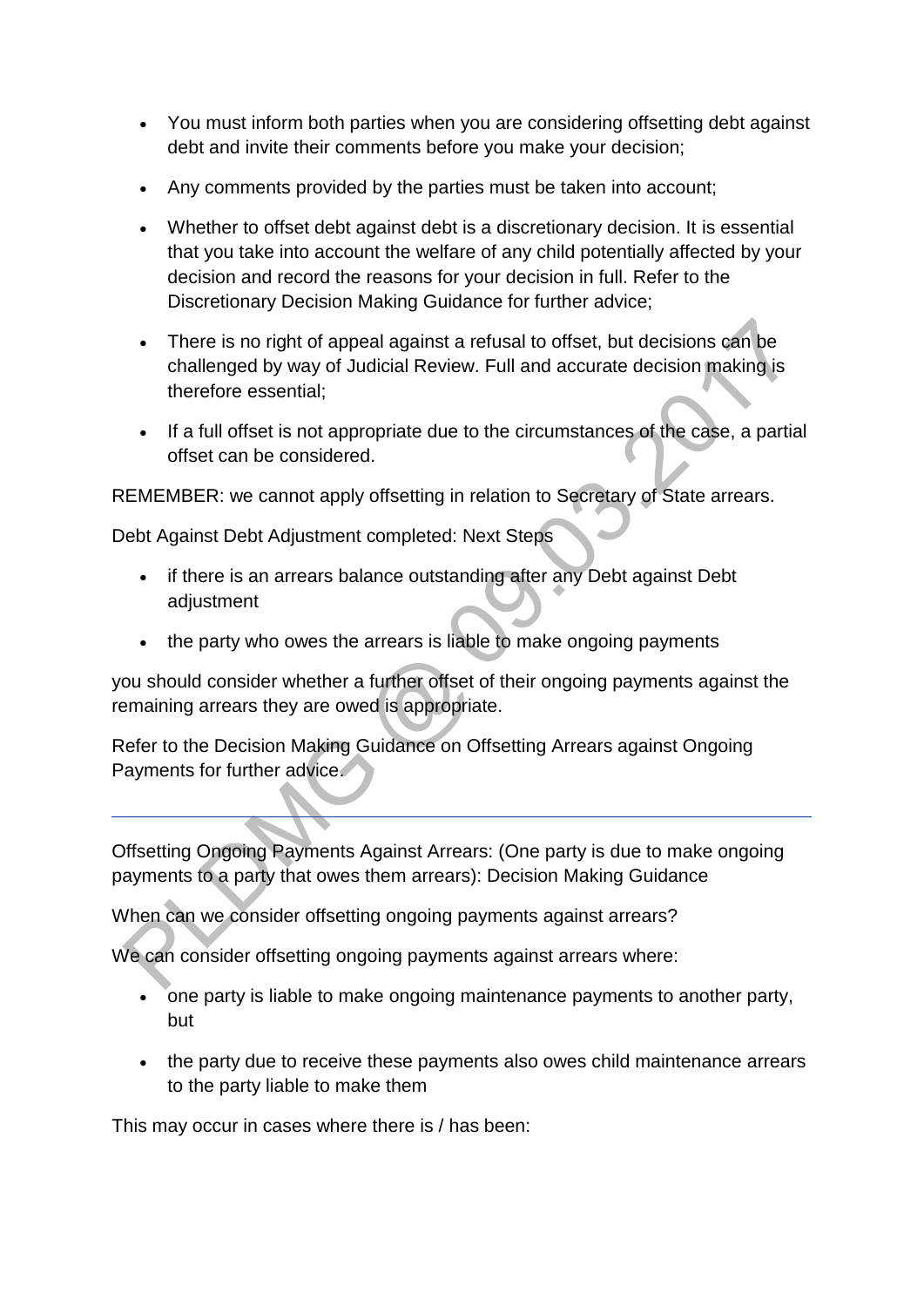- You must inform both parties when you are considering offsetting debt against debt and invite their comments before you make your decision;
- Any comments provided by the parties must be taken into account;
- Whether to offset debt against debt is a discretionary decision. It is essential that you take into account the welfare of any child potentially affected by your decision and record the reasons for your decision in full. Refer to the Discretionary Decision Making Guidance for further advice;
- There is no right of appeal against a refusal to offset, but decisions can be challenged by way of Judicial Review. Full and accurate decision making is therefore essential;
- If a full offset is not appropriate due to the circumstances of the case, a partial offset can be considered.

REMEMBER: we cannot apply offsetting in relation to Secretary of State arrears.

Debt Against Debt Adjustment completed: Next Steps

- if there is an arrears balance outstanding after any Debt against Debt adjustment
- the party who owes the arrears is liable to make ongoing payments

you should consider whether a further offset of their ongoing payments against the remaining arrears they are owed is appropriate.

Refer to the Decision Making Guidance on Offsetting Arrears against Ongoing Payments for further advice.

---

Offsetting Ongoing Payments Against Arrears: (One party is due to make ongoing payments to a party that owes them arrears): Decision Making Guidance

When can we consider offsetting ongoing payments against arrears?

We can consider offsetting ongoing payments against arrears where:

- one party is liable to make ongoing maintenance payments to another party, but
- the party due to receive these payments also owes child maintenance arrears to the party liable to make them

This may occur in cases where there is / has been: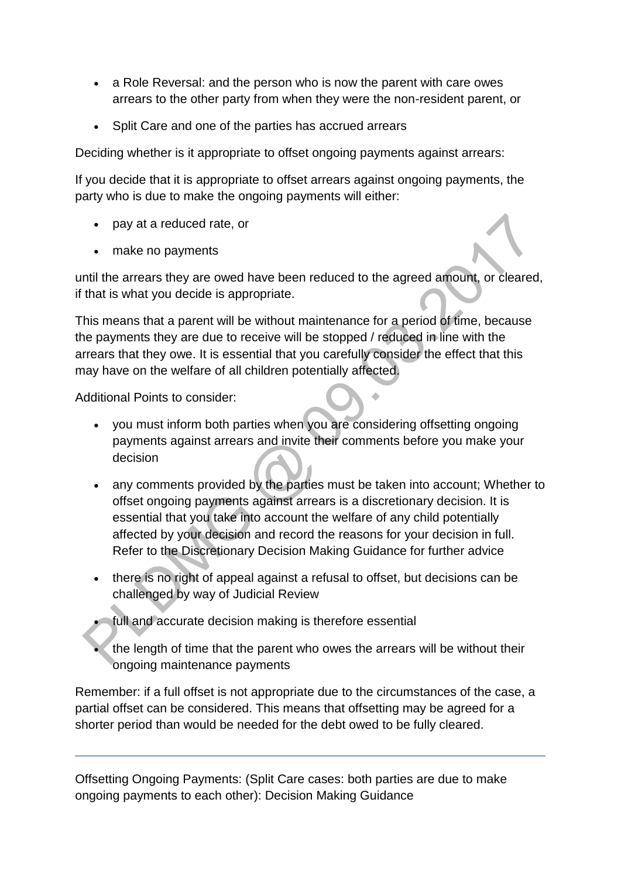- a Role Reversal: and the person who is now the parent with care owes arrears to the other party from when they were the non-resident parent, or
- Split Care and one of the parties has accrued arrears

Deciding whether is it appropriate to offset ongoing payments against arrears:

If you decide that it is appropriate to offset arrears against ongoing payments, the party who is due to make the ongoing payments will either:

- pay at a reduced rate, or
- make no payments

until the arrears they are owed have been reduced to the agreed amount, or cleared, if that is what you decide is appropriate.

This means that a parent will be without maintenance for a period of time, because the payments they are due to receive will be stopped / reduced in line with the arrears that they owe. It is essential that you carefully consider the effect that this may have on the welfare of all children potentially affected.

Additional Points to consider:

- you must inform both parties when you are considering offsetting ongoing payments against arrears and invite their comments before you make your decision
- any comments provided by the parties must be taken into account; Whether to offset ongoing payments against arrears is a discretionary decision. It is essential that you take into account the welfare of any child potentially affected by your decision and record the reasons for your decision in full. Refer to the Discretionary Decision Making Guidance for further advice
- there is no right of appeal against a refusal to offset, but decisions can be challenged by way of Judicial Review
- full and accurate decision making is therefore essential
- the length of time that the parent who owes the arrears will be without their ongoing maintenance payments

Remember: if a full offset is not appropriate due to the circumstances of the case, a partial offset can be considered. This means that offsetting may be agreed for a shorter period than would be needed for the debt owed to be fully cleared.

---

Offsetting Ongoing Payments: (Split Care cases: both parties are due to make ongoing payments to each other): Decision Making Guidance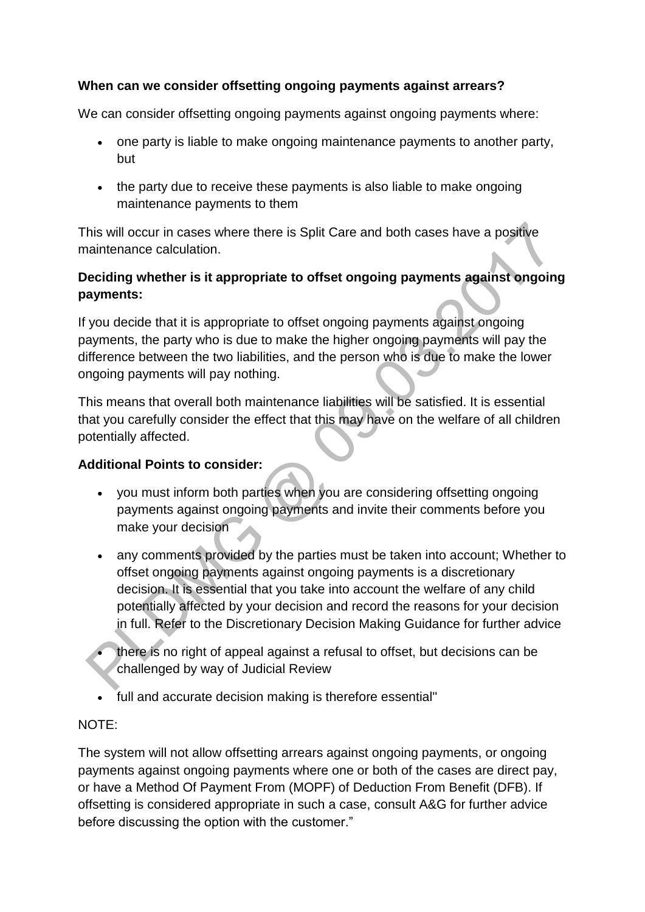**When can we consider offsetting ongoing payments against arrears?**

We can consider offsetting ongoing payments against ongoing payments where:

- one party is liable to make ongoing maintenance payments to another party, but
- the party due to receive these payments is also liable to make ongoing maintenance payments to them

This will occur in cases where there is Split Care and both cases have a positive maintenance calculation.

**Deciding whether is it appropriate to offset ongoing payments against ongoing payments:**

If you decide that it is appropriate to offset ongoing payments against ongoing payments, the party who is due to make the higher ongoing payments will pay the difference between the two liabilities, and the person who is due to make the lower ongoing payments will pay nothing.

This means that overall both maintenance liabilities will be satisfied. It is essential that you carefully consider the effect that this may have on the welfare of all children potentially affected.

**Additional Points to consider:**

- you must inform both parties when you are considering offsetting ongoing payments against ongoing payments and invite their comments before you make your decision
- any comments provided by the parties must be taken into account; Whether to offset ongoing payments against ongoing payments is a discretionary decision. It is essential that you take into account the welfare of any child potentially affected by your decision and record the reasons for your decision in full. Refer to the Discretionary Decision Making Guidance for further advice
- there is no right of appeal against a refusal to offset, but decisions can be challenged by way of Judicial Review
- full and accurate decision making is therefore essential"

NOTE:

The system will not allow offsetting arrears against ongoing payments, or ongoing payments against ongoing payments where one or both of the cases are direct pay, or have a Method Of Payment From (MOPF) of Deduction From Benefit (DFB). If offsetting is considered appropriate in such a case, consult A&G for further advice before discussing the option with the customer."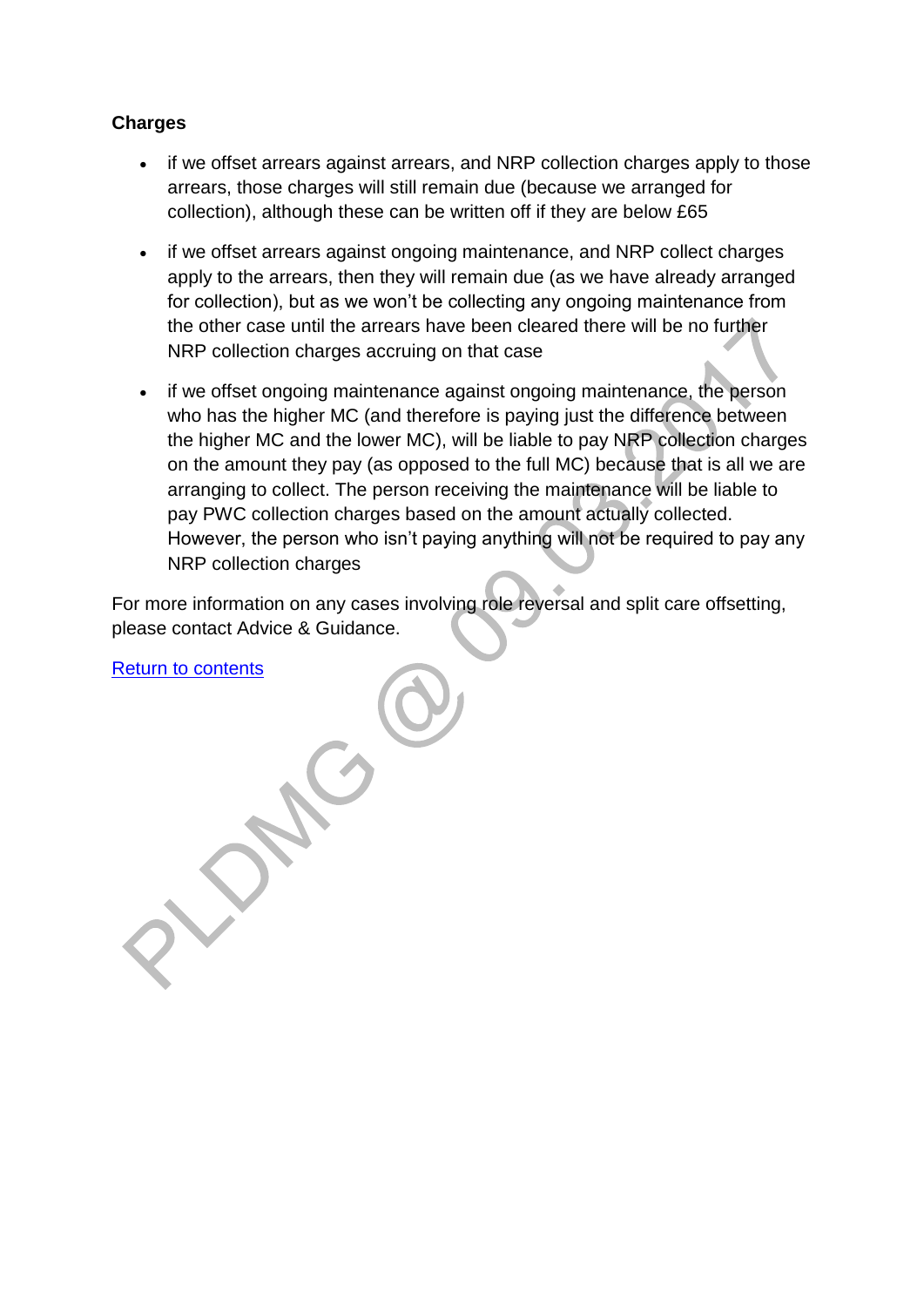**Charges**

- if we offset arrears against arrears, and NRP collection charges apply to those arrears, those charges will still remain due (because we arranged for collection), although these can be written off if they are below £65
- if we offset arrears against ongoing maintenance, and NRP collect charges apply to the arrears, then they will remain due (as we have already arranged for collection), but as we won't be collecting any ongoing maintenance from the other case until the arrears have been cleared there will be no further NRP collection charges accruing on that case
- if we offset ongoing maintenance against ongoing maintenance, the person who has the higher MC (and therefore is paying just the difference between the higher MC and the lower MC), will be liable to pay NRP collection charges on the amount they pay (as opposed to the full MC) because that is all we are arranging to collect. The person receiving the maintenance will be liable to pay PWC collection charges based on the amount actually collected. However, the person who isn't paying anything will not be required to pay any NRP collection charges

For more information on any cases involving role reversal and split care offsetting, please contact Advice & Guidance.

[Return to contents]